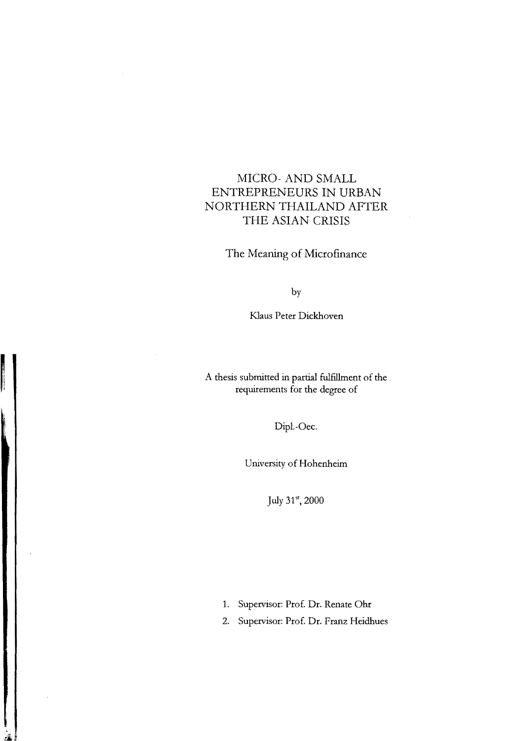# MICRO- AND SMALL ENTREPRENEURS IN URBAN NORTHERN THAILAND AFTER THE ASIAN CRISIS

## The Meaning of Microfinance

by

Klaus Peter Dickhoven

A thesis submitted in partial fulfillment of the requirements for the degree of

Dipl.-Oec.

University of Hohenheim

July 31st, 2000

1. Supervisor: Prof. Dr. Renate Ohr
2. Supervisor: Prof. Dr. Franz Heidhues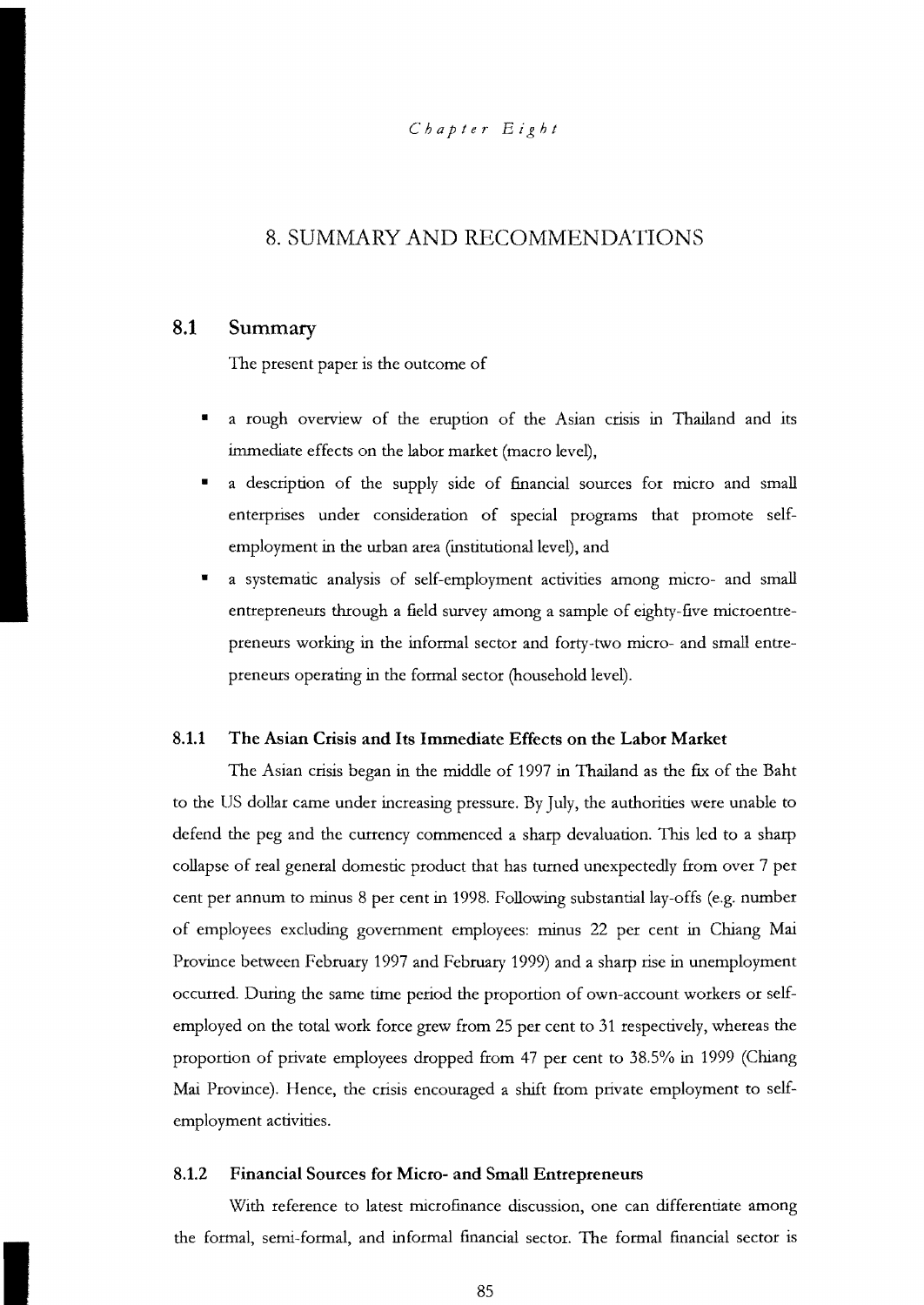*Chapter Eight*

# 8. SUMMARY AND RECOMMENDATIONS

## 8.1 Summary

The present paper is the outcome of

- a rough overview of the eruption of the Asian crisis in Thailand and its immediate effects on the labor market (macro level),
- a description of the supply side of financial sources for micro and small enterprises under consideration of special programs that promote self-employment in the urban area (institutional level), and
- a systematic analysis of self-employment activities among micro- and small entrepreneurs through a field survey among a sample of eighty-five microentrepreneurs working in the informal sector and forty-two micro- and small entrepreneurs operating in the formal sector (household level).

### 8.1.1 The Asian Crisis and Its Immediate Effects on the Labor Market

The Asian crisis began in the middle of 1997 in Thailand as the fix of the Baht to the US dollar came under increasing pressure. By July, the authorities were unable to defend the peg and the currency commenced a sharp devaluation. This led to a sharp collapse of real general domestic product that has turned unexpectedly from over 7 per cent per annum to minus 8 per cent in 1998. Following substantial lay-offs (e.g. number of employees excluding government employees: minus 22 per cent in Chiang Mai Province between February 1997 and February 1999) and a sharp rise in unemployment occurred. During the same time period the proportion of own-account workers or self-employed on the total work force grew from 25 per cent to 31 respectively, whereas the proportion of private employees dropped from 47 per cent to 38.5% in 1999 (Chiang Mai Province). Hence, the crisis encouraged a shift from private employment to self-employment activities.

### 8.1.2 Financial Sources for Micro- and Small Entrepreneurs

With reference to latest microfinance discussion, one can differentiate among the formal, semi-formal, and informal financial sector. The formal financial sector is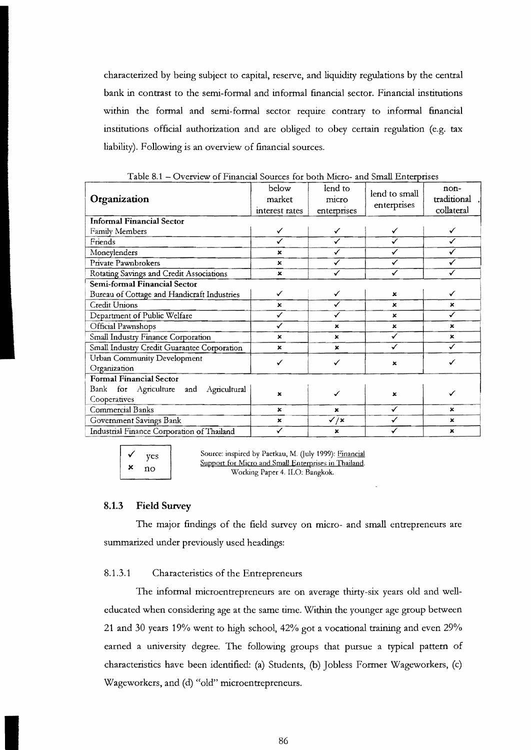characterized by being subject to capital, reserve, and liquidity regulations by the central bank in contrast to the semi-formal and informal financial sector. Financial institutions within the formal and semi-formal sector require contrary to informal financial institutions official authorization and are obliged to obey certain regulation (e.g. tax liability). Following is an overview of financial sources.

Table 8.1 – Overview of Financial Sources for both Micro- and Small Enterprises

| Organization | below market interest rates | lend to micro enterprises | lend to small enterprises | non-traditional collateral |
|---|---|---|---|---|
| **Informal Financial Sector** | | | | |
| Family Members | ✓ | ✓ | ✓ | ✓ |
| Friends | ✓ | ✓ | ✓ | ✓ |
| Moneylenders | ✗ | ✓ | ✓ | ✓ |
| Private Pawnbrokers | ✗ | ✓ | ✓ | ✓ |
| Rotating Savings and Credit Associations | ✗ | ✓ | ✓ | ✓ |
| **Semi-formal Financial Sector** | | | | |
| Bureau of Cottage and Handicraft Industries | ✓ | ✓ | ✗ | ✓ |
| Credit Unions | ✗ | ✓ | ✗ | ✗ |
| Department of Public Welfare | ✓ | ✓ | ✗ | ✓ |
| Official Pawnshops | ✓ | ✗ | ✗ | ✗ |
| Small Industry Finance Corporation | ✗ | ✗ | ✓ | ✗ |
| Small Industry Credit Guarantee Corporation | ✗ | ✗ | ✓ | ✓ |
| Urban Community Development Organization | ✓ | ✓ | ✗ | ✓ |
| **Formal Financial Sector** | | | | |
| Bank for Agriculture and Agricultural Cooperatives | ✗ | ✓ | ✗ | ✓ |
| Commercial Banks | ✗ | ✗ | ✓ | ✗ |
| Government Savings Bank | ✗ | ✓/✗ | ✓ | ✗ |
| Industrial Finance Corporation of Thailand | ✓ | ✗ | ✓ | ✗ |

✓ yes
✗ no

Source: inspired by Paetkau, M. (July 1999): Financial Support for Micro and Small Enterprises in Thailand. Working Paper 4. ILO: Bangkok.

### 8.1.3 Field Survey

The major findings of the field survey on micro- and small entrepreneurs are summarized under previously used headings:

#### 8.1.3.1 Characteristics of the Entrepreneurs

The informal microentrepreneurs are on average thirty-six years old and well-educated when considering age at the same time. Within the younger age group between 21 and 30 years 19% went to high school, 42% got a vocational training and even 29% earned a university degree. The following groups that pursue a typical pattern of characteristics have been identified: (a) Students, (b) Jobless Former Wageworkers, (c) Wageworkers, and (d) "old" microentrepreneurs.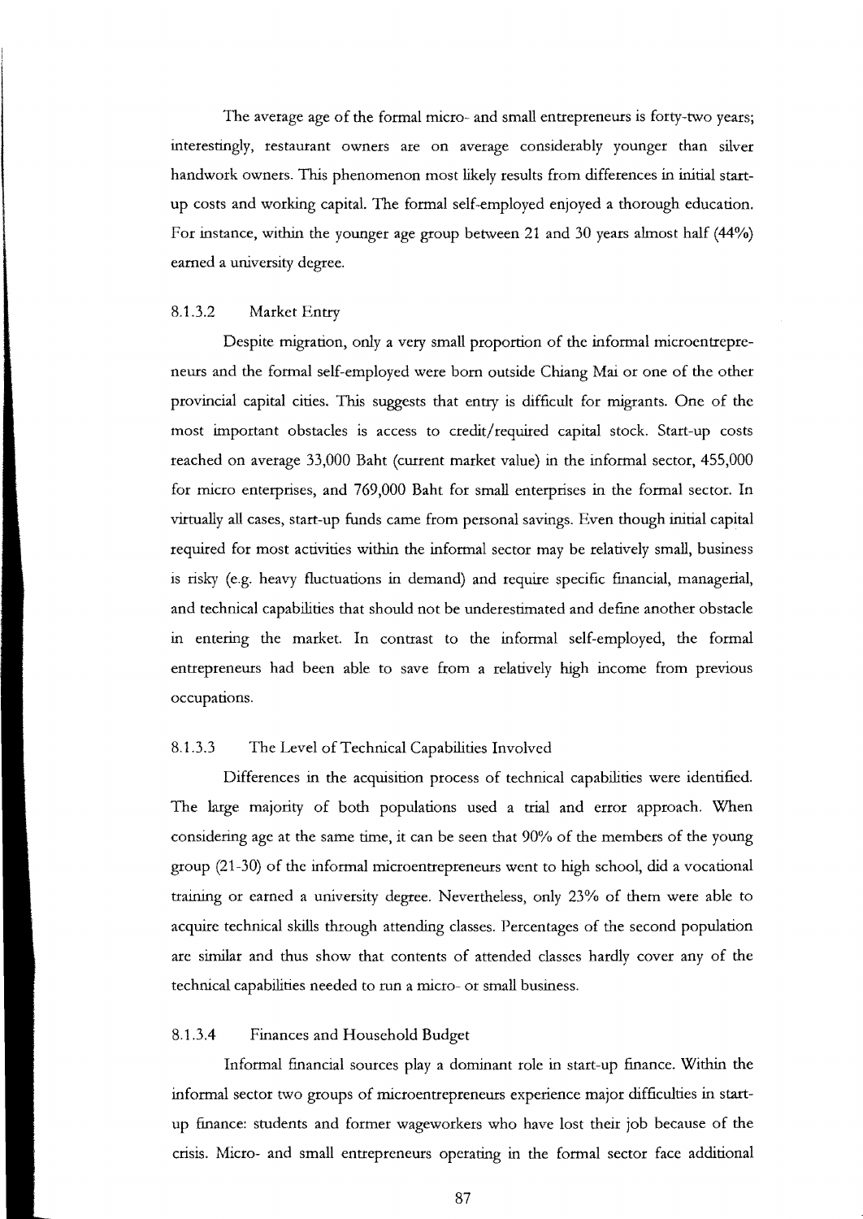The average age of the formal micro- and small entrepreneurs is forty-two years; interestingly, restaurant owners are on average considerably younger than silver handwork owners. This phenomenon most likely results from differences in initial start-up costs and working capital. The formal self-employed enjoyed a thorough education. For instance, within the younger age group between 21 and 30 years almost half (44%) earned a university degree.

#### 8.1.3.2 Market Entry

Despite migration, only a very small proportion of the informal microentrepreneurs and the formal self-employed were born outside Chiang Mai or one of the other provincial capital cities. This suggests that entry is difficult for migrants. One of the most important obstacles is access to credit/required capital stock. Start-up costs reached on average 33,000 Baht (current market value) in the informal sector, 455,000 for micro enterprises, and 769,000 Baht for small enterprises in the formal sector. In virtually all cases, start-up funds came from personal savings. Even though initial capital required for most activities within the informal sector may be relatively small, business is risky (e.g. heavy fluctuations in demand) and require specific financial, managerial, and technical capabilities that should not be underestimated and define another obstacle in entering the market. In contrast to the informal self-employed, the formal entrepreneurs had been able to save from a relatively high income from previous occupations.

#### 8.1.3.3 The Level of Technical Capabilities Involved

Differences in the acquisition process of technical capabilities were identified. The large majority of both populations used a trial and error approach. When considering age at the same time, it can be seen that 90% of the members of the young group (21-30) of the informal microentrepreneurs went to high school, did a vocational training or earned a university degree. Nevertheless, only 23% of them were able to acquire technical skills through attending classes. Percentages of the second population are similar and thus show that contents of attended classes hardly cover any of the technical capabilities needed to run a micro- or small business.

#### 8.1.3.4 Finances and Household Budget

Informal financial sources play a dominant role in start-up finance. Within the informal sector two groups of microentrepreneurs experience major difficulties in start-up finance: students and former wageworkers who have lost their job because of the crisis. Micro- and small entrepreneurs operating in the formal sector face additional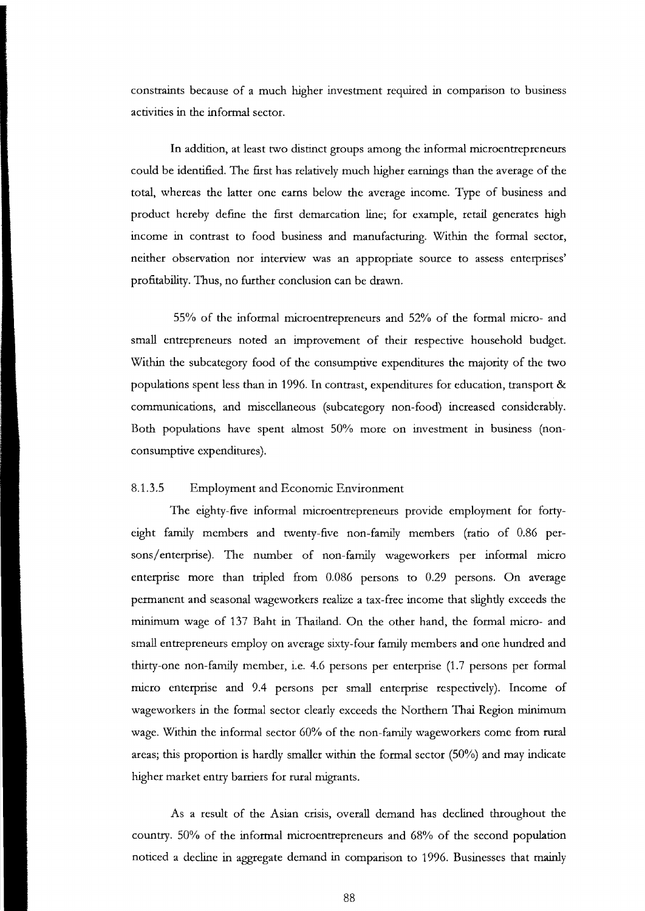constraints because of a much higher investment required in comparison to business activities in the informal sector.

In addition, at least two distinct groups among the informal microentrepreneurs could be identified. The first has relatively much higher earnings than the average of the total, whereas the latter one earns below the average income. Type of business and product hereby define the first demarcation line; for example, retail generates high income in contrast to food business and manufacturing. Within the formal sector, neither observation nor interview was an appropriate source to assess enterprises' profitability. Thus, no further conclusion can be drawn.

55% of the informal microentrepreneurs and 52% of the formal micro- and small entrepreneurs noted an improvement of their respective household budget. Within the subcategory food of the consumptive expenditures the majority of the two populations spent less than in 1996. In contrast, expenditures for education, transport & communications, and miscellaneous (subcategory non-food) increased considerably. Both populations have spent almost 50% more on investment in business (non-consumptive expenditures).

#### 8.1.3.5 Employment and Economic Environment

The eighty-five informal microentrepreneurs provide employment for forty-eight family members and twenty-five non-family members (ratio of 0.86 persons/enterprise). The number of non-family wageworkers per informal micro enterprise more than tripled from 0.086 persons to 0.29 persons. On average permanent and seasonal wageworkers realize a tax-free income that slightly exceeds the minimum wage of 137 Baht in Thailand. On the other hand, the formal micro- and small entrepreneurs employ on average sixty-four family members and one hundred and thirty-one non-family member, i.e. 4.6 persons per enterprise (1.7 persons per formal micro enterprise and 9.4 persons per small enterprise respectively). Income of wageworkers in the formal sector clearly exceeds the Northern Thai Region minimum wage. Within the informal sector 60% of the non-family wageworkers come from rural areas; this proportion is hardly smaller within the formal sector (50%) and may indicate higher market entry barriers for rural migrants.

As a result of the Asian crisis, overall demand has declined throughout the country. 50% of the informal microentrepreneurs and 68% of the second population noticed a decline in aggregate demand in comparison to 1996. Businesses that mainly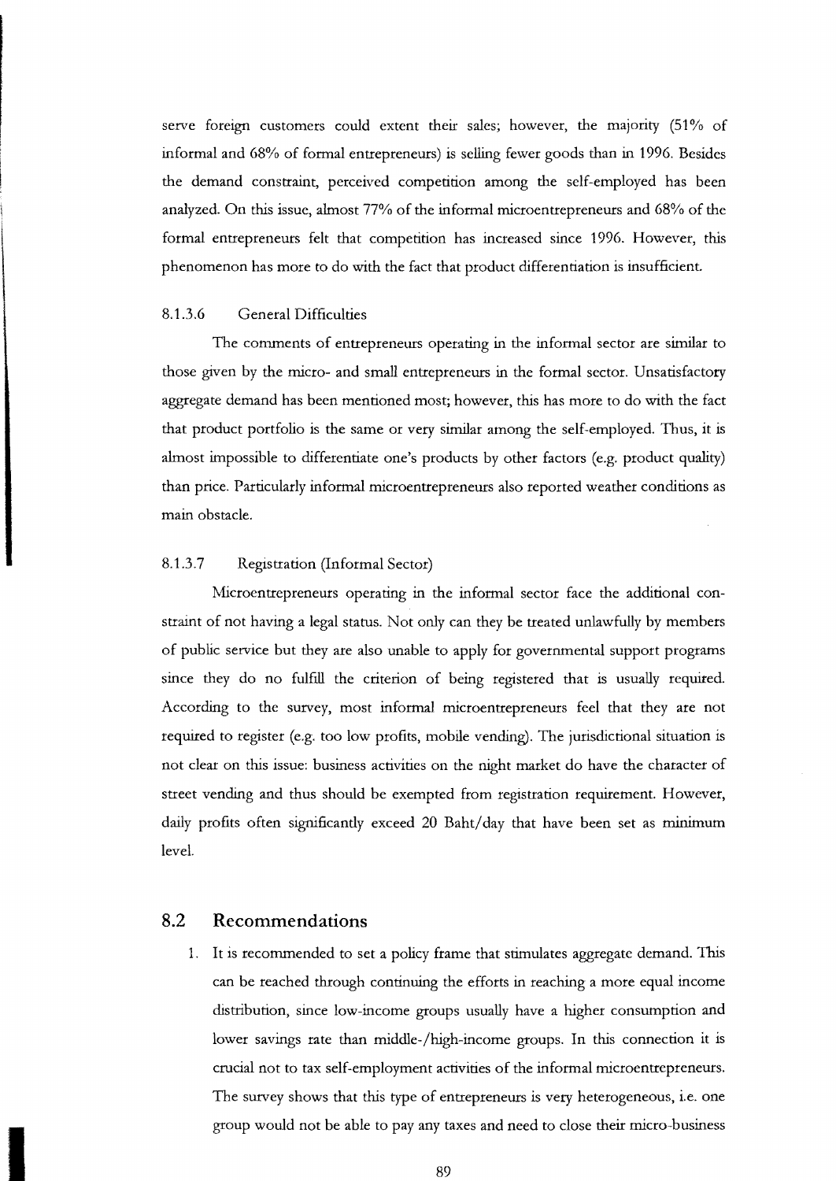serve foreign customers could extent their sales; however, the majority (51% of informal and 68% of formal entrepreneurs) is selling fewer goods than in 1996. Besides the demand constraint, perceived competition among the self-employed has been analyzed. On this issue, almost 77% of the informal microentrepreneurs and 68% of the formal entrepreneurs felt that competition has increased since 1996. However, this phenomenon has more to do with the fact that product differentiation is insufficient.

#### 8.1.3.6 General Difficulties

The comments of entrepreneurs operating in the informal sector are similar to those given by the micro- and small entrepreneurs in the formal sector. Unsatisfactory aggregate demand has been mentioned most; however, this has more to do with the fact that product portfolio is the same or very similar among the self-employed. Thus, it is almost impossible to differentiate one's products by other factors (e.g. product quality) than price. Particularly informal microentrepreneurs also reported weather conditions as main obstacle.

#### 8.1.3.7 Registration (Informal Sector)

Microentrepreneurs operating in the informal sector face the additional constraint of not having a legal status. Not only can they be treated unlawfully by members of public service but they are also unable to apply for governmental support programs since they do no fulfill the criterion of being registered that is usually required. According to the survey, most informal microentrepreneurs feel that they are not required to register (e.g. too low profits, mobile vending). The jurisdictional situation is not clear on this issue: business activities on the night market do have the character of street vending and thus should be exempted from registration requirement. However, daily profits often significantly exceed 20 Baht/day that have been set as minimum level.

## 8.2 Recommendations

1. It is recommended to set a policy frame that stimulates aggregate demand. This can be reached through continuing the efforts in reaching a more equal income distribution, since low-income groups usually have a higher consumption and lower savings rate than middle-/high-income groups. In this connection it is crucial not to tax self-employment activities of the informal microentrepreneurs. The survey shows that this type of entrepreneurs is very heterogeneous, i.e. one group would not be able to pay any taxes and need to close their micro-business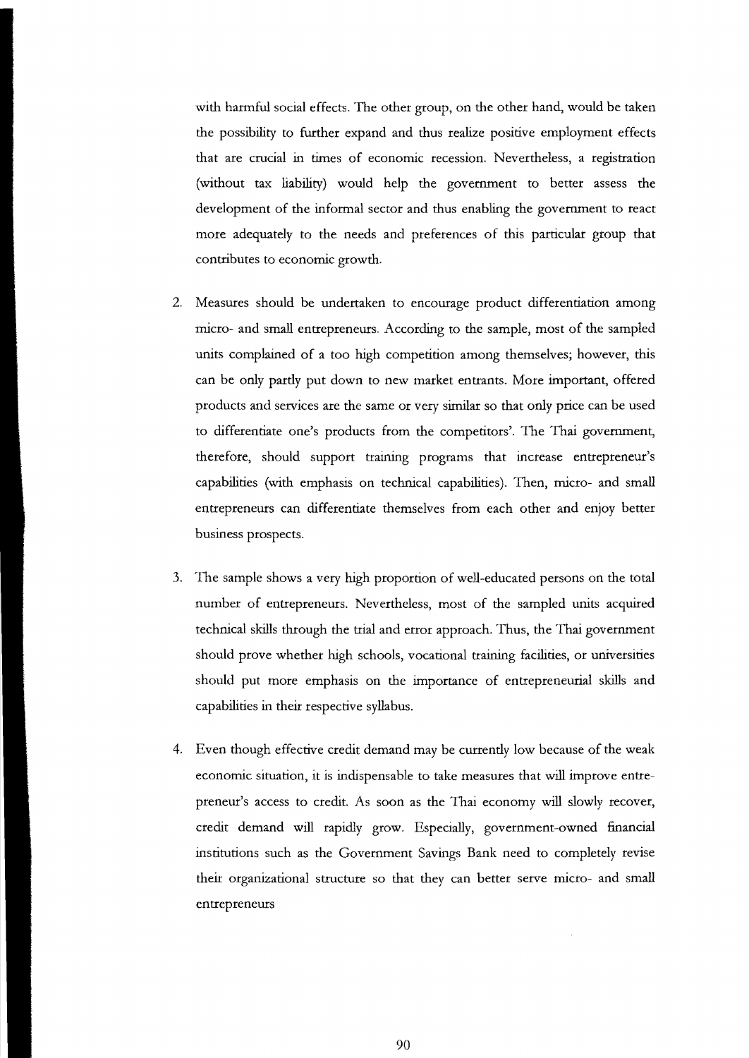with harmful social effects. The other group, on the other hand, would be taken the possibility to further expand and thus realize positive employment effects that are crucial in times of economic recession. Nevertheless, a registration (without tax liability) would help the government to better assess the development of the informal sector and thus enabling the government to react more adequately to the needs and preferences of this particular group that contributes to economic growth.

2. Measures should be undertaken to encourage product differentiation among micro- and small entrepreneurs. According to the sample, most of the sampled units complained of a too high competition among themselves; however, this can be only partly put down to new market entrants. More important, offered products and services are the same or very similar so that only price can be used to differentiate one's products from the competitors'. The Thai government, therefore, should support training programs that increase entrepreneur's capabilities (with emphasis on technical capabilities). Then, micro- and small entrepreneurs can differentiate themselves from each other and enjoy better business prospects.

3. The sample shows a very high proportion of well-educated persons on the total number of entrepreneurs. Nevertheless, most of the sampled units acquired technical skills through the trial and error approach. Thus, the Thai government should prove whether high schools, vocational training facilities, or universities should put more emphasis on the importance of entrepreneurial skills and capabilities in their respective syllabus.

4. Even though effective credit demand may be currently low because of the weak economic situation, it is indispensable to take measures that will improve entrepreneur's access to credit. As soon as the Thai economy will slowly recover, credit demand will rapidly grow. Especially, government-owned financial institutions such as the Government Savings Bank need to completely revise their organizational structure so that they can better serve micro- and small entrepreneurs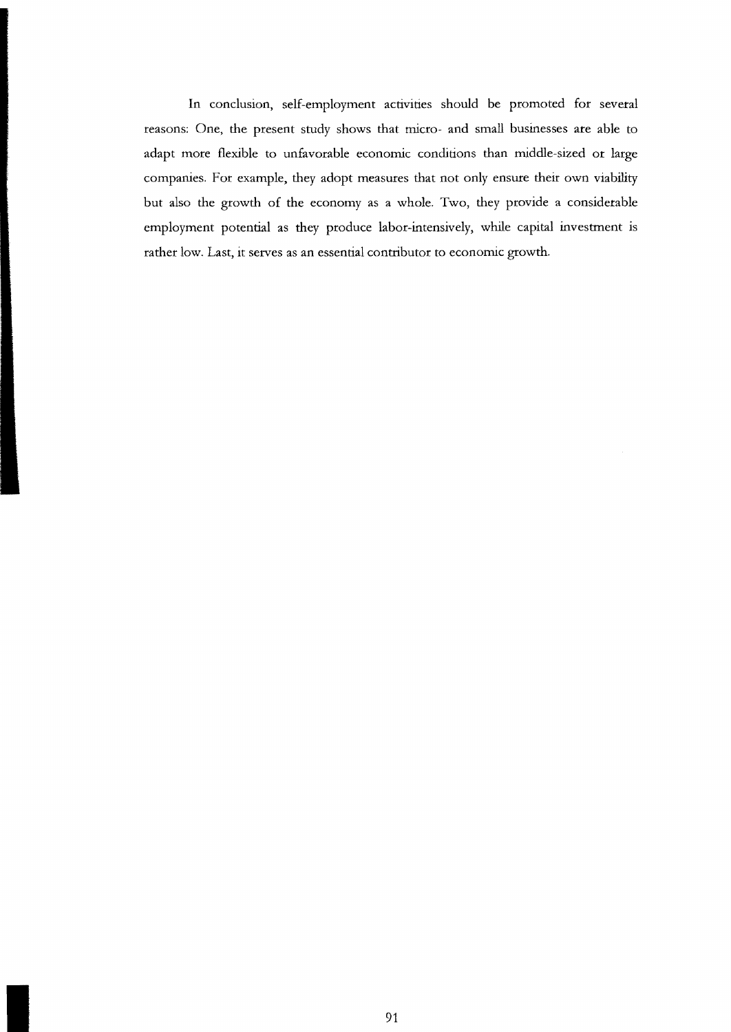In conclusion, self-employment activities should be promoted for several reasons: One, the present study shows that micro- and small businesses are able to adapt more flexible to unfavorable economic conditions than middle-sized or large companies. For example, they adopt measures that not only ensure their own viability but also the growth of the economy as a whole. Two, they provide a considerable employment potential as they produce labor-intensively, while capital investment is rather low. Last, it serves as an essential contributor to economic growth.